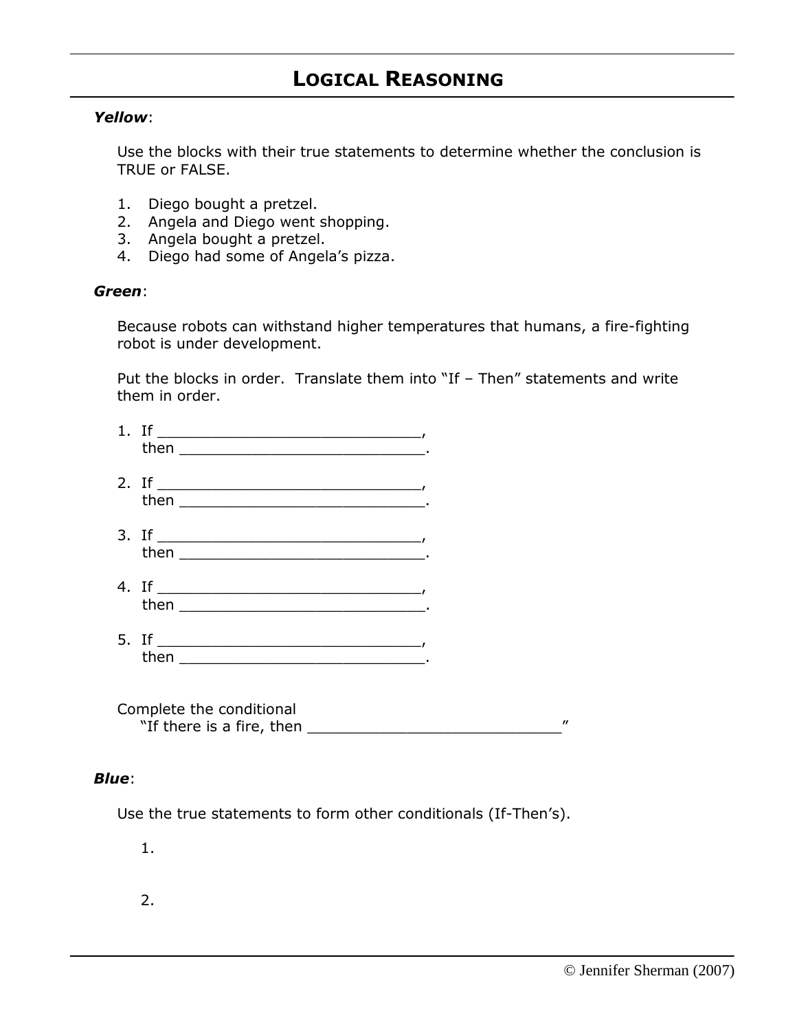# LOGICAL REASONING

***Yellow***:

Use the blocks with their true statements to determine whether the conclusion is TRUE or FALSE.

1. Diego bought a pretzel.
2. Angela and Diego went shopping.
3. Angela bought a pretzel.
4. Diego had some of Angela's pizza.

***Green***:

Because robots can withstand higher temperatures that humans, a fire-fighting robot is under development.

Put the blocks in order. Translate them into "If – Then" statements and write them in order.

1. If ______________________________,
   then ____________________________.

2. If ______________________________,
   then ____________________________.

3. If ______________________________,
   then ____________________________.

4. If ______________________________,
   then ____________________________.

5. If ______________________________,
   then ____________________________.

Complete the conditional
   "If there is a fire, then ____________________________"

***Blue***:

Use the true statements to form other conditionals (If-Then's).

1.

2.

© Jennifer Sherman (2007)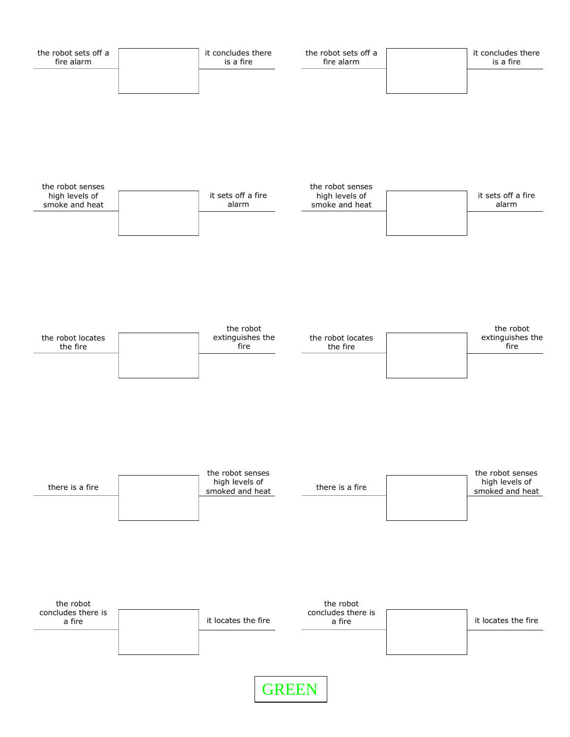| | | |
|---|---|---|
| the robot sets off a fire alarm | | it concludes there is a fire |
| the robot sets off a fire alarm | | it concludes there is a fire |
| the robot senses high levels of smoke and heat | | it sets off a fire alarm |
| the robot senses high levels of smoke and heat | | it sets off a fire alarm |
| the robot locates the fire | | the robot extinguishes the fire |
| the robot locates the fire | | the robot extinguishes the fire |
| there is a fire | | the robot senses high levels of smoked and heat |
| there is a fire | | the robot senses high levels of smoked and heat |
| the robot concludes there is a fire | | it locates the fire |
| the robot concludes there is a fire | | it locates the fire |

GREEN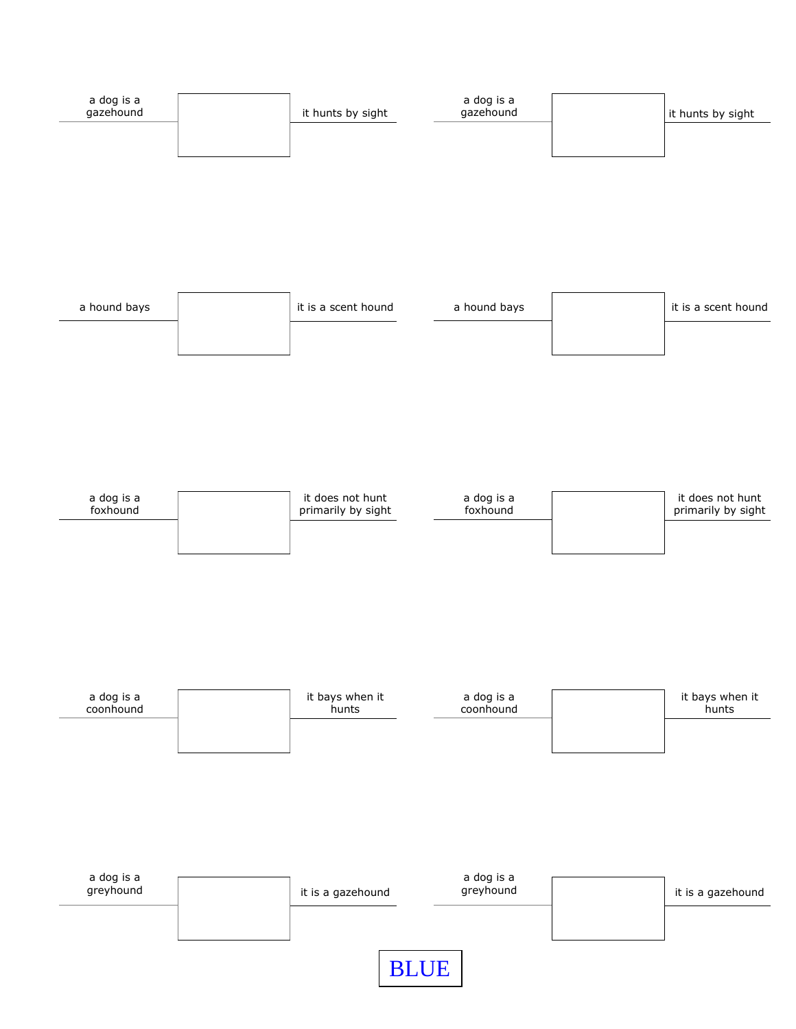a dog is a gazehound | | it hunts by sight

a dog is a gazehound | | it hunts by sight

a hound bays | | it is a scent hound

a hound bays | | it is a scent hound

a dog is a foxhound | | it does not hunt primarily by sight

a dog is a foxhound | | it does not hunt primarily by sight

a dog is a coonhound | | it bays when it hunts

a dog is a coonhound | | it bays when it hunts

a dog is a greyhound | | it is a gazehound

a dog is a greyhound | | it is a gazehound

BLUE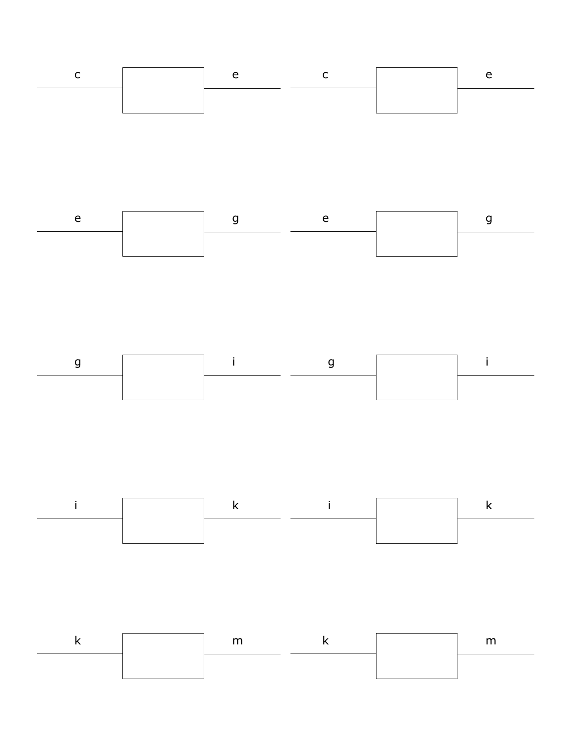c e c e

e g e g

g i g i

i k i k

k m k m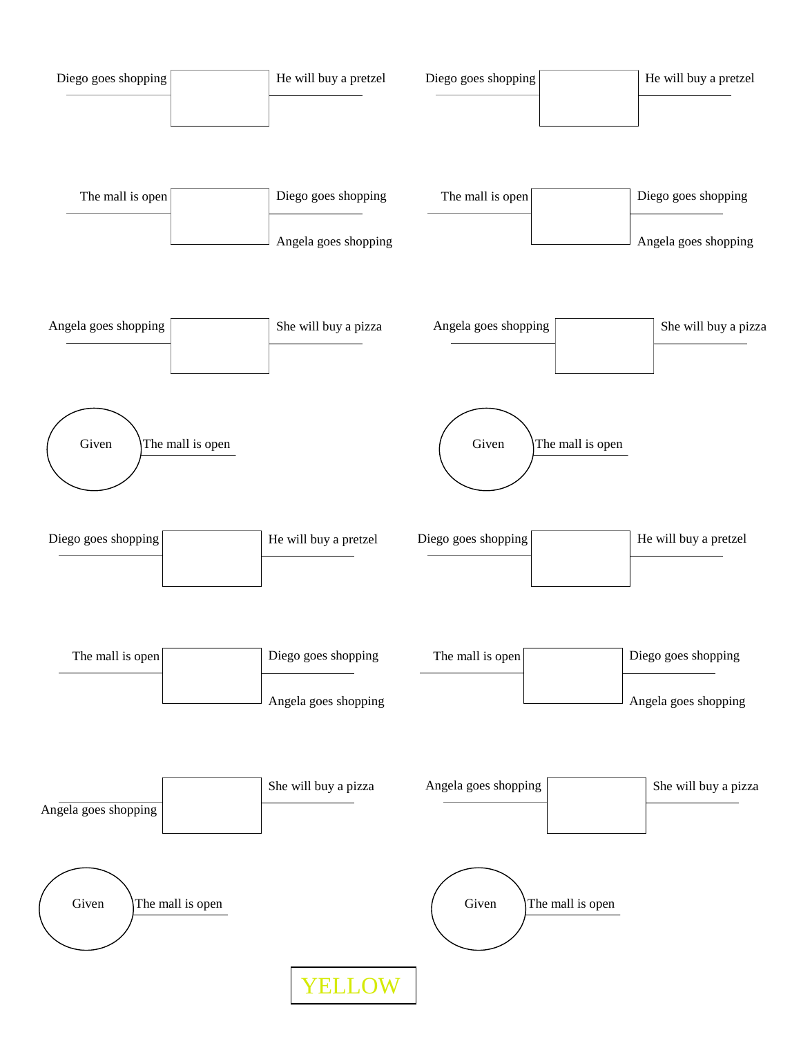Diego goes shopping | He will buy a pretzel

Diego goes shopping | He will buy a pretzel

The mall is open | Diego goes shopping | Angela goes shopping

The mall is open | Diego goes shopping | Angela goes shopping

Angela goes shopping | She will buy a pizza

Angela goes shopping | She will buy a pizza

Given | The mall is open

Given | The mall is open

Diego goes shopping | He will buy a pretzel

Diego goes shopping | He will buy a pretzel

The mall is open | Diego goes shopping | Angela goes shopping

The mall is open | Diego goes shopping | Angela goes shopping

Angela goes shopping | She will buy a pizza

Angela goes shopping | She will buy a pizza

Given | The mall is open

Given | The mall is open

YELLOW